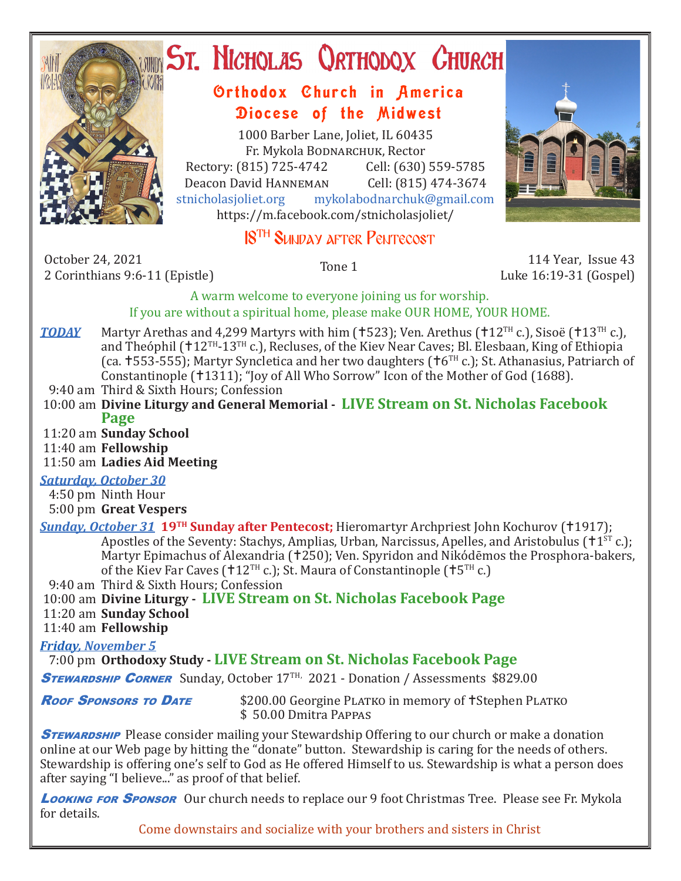# St. Nicholas Orthodox Church

## Orthodox Church in America
## Diocese of the Midwest

1000 Barber Lane, Joliet, IL 60435
Fr. Mykola Bodnarchuk, Rector
Rectory: (815) 725-4742 Cell: (630) 559-5785
Deacon David Hanneman Cell: (815) 474-3674
stnicholasjoliet.org mykolabodnarchuk@gmail.com
https://m.facebook.com/stnicholasjoliet/

## 18th Sunday after Pentecost

October 24, 2021
2 Corinthians 9:6-11 (Epistle)

Tone 1

114 Year, Issue 43
Luke 16:19-31 (Gospel)

A warm welcome to everyone joining us for worship.
If you are without a spiritual home, please make OUR HOME, YOUR HOME.

***TODAY*** Martyr Arethas and 4,299 Martyrs with him (✝523); Ven. Arethus (✝12th c.), Sisoë (✝13th c.), and Theóphil (✝12th-13th c.), Recluses, of the Kiev Near Caves; Bl. Elesbaan, King of Ethiopia (ca. ✝553-555); Martyr Syncletica and her two daughters (✝6th c.); St. Athanasius, Patriarch of Constantinople (✝1311); "Joy of All Who Sorrow" Icon of the Mother of God (1688).

9:40 am Third & Sixth Hours; Confession
10:00 am **Divine Liturgy and General Memorial - LIVE Stream on St. Nicholas Facebook Page**
11:20 am **Sunday School**
11:40 am **Fellowship**
11:50 am **Ladies Aid Meeting**

***Saturday, October 30***
4:50 pm Ninth Hour
5:00 pm **Great Vespers**

***Sunday, October 31*** **19th Sunday after Pentecost;** Hieromartyr Archpriest John Kochurov (✝1917); Apostles of the Seventy: Stachys, Amplias, Urban, Narcissus, Apelles, and Aristobulus (✝1st c.); Martyr Epimachus of Alexandria (✝250); Ven. Spyridon and Nikódēmos the Prosphora-bakers, of the Kiev Far Caves (✝12th c.); St. Maura of Constantinople (✝5th c.)

9:40 am Third & Sixth Hours; Confession
10:00 am **Divine Liturgy - LIVE Stream on St. Nicholas Facebook Page**
11:20 am **Sunday School**
11:40 am **Fellowship**

***Friday, November 5***
7:00 pm **Orthodoxy Study - LIVE Stream on St. Nicholas Facebook Page**

***Stewardship Corner*** Sunday, October 17th, 2021 - Donation / Assessments $829.00

***Roof Sponsors to Date***
$200.00 Georgine Platko in memory of ✝Stephen Platko
$ 50.00 Dmitra Pappas

***Stewardship*** Please consider mailing your Stewardship Offering to our church or make a donation online at our Web page by hitting the "donate" button. Stewardship is caring for the needs of others. Stewardship is offering one's self to God as He offered Himself to us. Stewardship is what a person does after saying "I believe..." as proof of that belief.

***Looking for Sponsor*** Our church needs to replace our 9 foot Christmas Tree. Please see Fr. Mykola for details.

Come downstairs and socialize with your brothers and sisters in Christ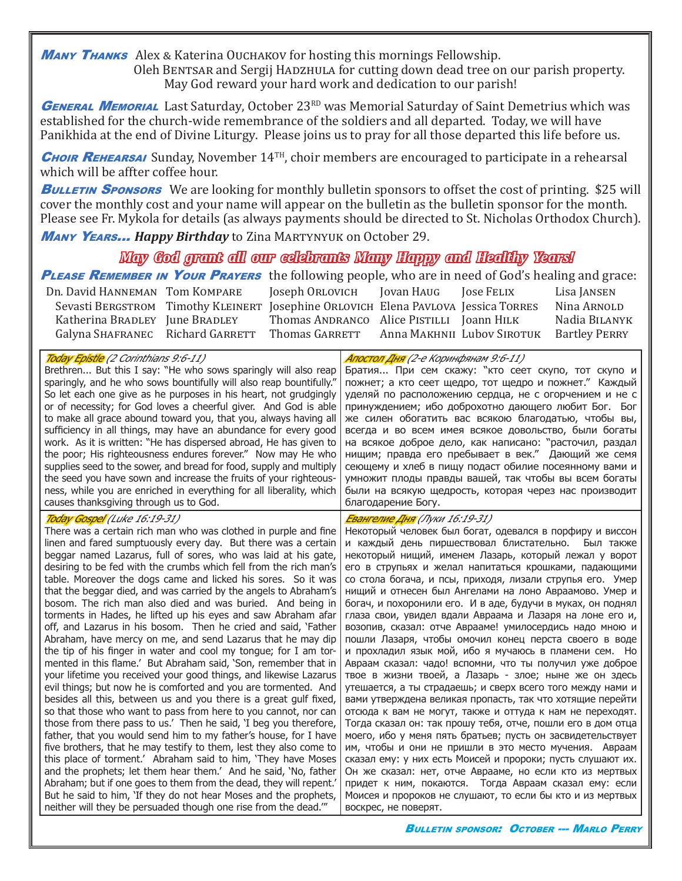**MANY THANKS** Alex & Katerina OUCHAKOV for hosting this mornings Fellowship.
Oleh BENTSAR and Sergij HADZHULA for cutting down dead tree on our parish property.
May God reward your hard work and dedication to our parish!

**GENERAL MEMORIAL** Last Saturday, October 23RD was Memorial Saturday of Saint Demetrius which was established for the church-wide remembrance of the soldiers and all departed. Today, we will have Panikhida at the end of Divine Liturgy. Please joins us to pray for all those departed this life before us.

**CHOIR REHEARSAI** Sunday, November 14TH, choir members are encouraged to participate in a rehearsal which will be affter coffee hour.

**BULLETIN SPONSORS** We are looking for monthly bulletin sponsors to offset the cost of printing. $25 will cover the monthly cost and your name will appear on the bulletin as the bulletin sponsor for the month. Please see Fr. Mykola for details (as always payments should be directed to St. Nicholas Orthodox Church).

**MANY YEARS...** ***Happy Birthday*** to Zina MARTYNYUK on October 29.

***May God grant all our celebrants Many Happy and Healthy Years!***

**PLEASE REMEMBER IN YOUR PRAYERS** the following people, who are in need of God's healing and grace:

| | | | | | |
|---|---|---|---|---|---|
| Dn. David HANNEMAN | Tom KOMPARE | Joseph ORLOVICH | Jovan HAUG | Jose FELIX | Lisa JANSEN |
| Sevasti BERGSTROM | Timothy KLEINERT | Josephine ORLOVICH | Elena PAVLOVA | Jessica TORRES | Nina ARNOLD |
| Katherina BRADLEY | June BRADLEY | Thomas ANDRANCO | Alice PISTILLI | Joann HILK | Nadia BILANYK |
| Galyna SHAFRANEC | Richard GARRETT | Thomas GARRETT | Anna MAKHNII | Lubov SIROTUK | Bartley PERRY |

| | |
|---|---|
| *Today Epistle* (2 Corinthians 9:6-11)<br>Brethren... But this I say: "He who sows sparingly will also reap sparingly, and he who sows bountifully will also reap bountifully." So let each one give as he purposes in his heart, not grudgingly or of necessity; for God loves a cheerful giver. And God is able to make all grace abound toward you, that you, always having all sufficiency in all things, may have an abundance for every good work. As it is written: "He has dispersed abroad, He has given to the poor; His righteousness endures forever." Now may He who supplies seed to the sower, and bread for food, supply and multiply the seed you have sown and increase the fruits of your righteousness, while you are enriched in everything for all liberality, which causes thanksgiving through us to God. | *Апостол Дня* (2-е Коринфянам 9:6-11)<br>Братия... При сем скажу: "кто сеет скупо, тот скупо и пожнет; а кто сеет щедро, тот щедро и пожнет." Каждый уделяй по расположению сердца, не с огорчением и не с принуждением; ибо доброхотно дающего любит Бог. Бог же силен обогатить вас всякою благодатью, чтобы вы, всегда и во всем имея всякое довольство, были богаты на всякое доброе дело, как написано: "расточил, раздал нищим; правда его пребывает в век." Дающий же семя сеющему и хлеб в пищу подаст обилие посеянному вами и умножит плоды правды вашей, так чтобы вы всем богаты были на всякую щедрость, которая через нас производит благодарение Богу. |
| *Today Gospel* (Luke 16:19-31)<br>There was a certain rich man who was clothed in purple and fine linen and fared sumptuously every day. But there was a certain beggar named Lazarus, full of sores, who was laid at his gate, desiring to be fed with the crumbs which fell from the rich man's table. Moreover the dogs came and licked his sores. So it was that the beggar died, and was carried by the angels to Abraham's bosom. The rich man also died and was buried. And being in torments in Hades, he lifted up his eyes and saw Abraham afar off, and Lazarus in his bosom. Then he cried and said, 'Father Abraham, have mercy on me, and send Lazarus that he may dip the tip of his finger in water and cool my tongue; for I am tormented in this flame.' But Abraham said, 'Son, remember that in your lifetime you received your good things, and likewise Lazarus evil things; but now he is comforted and you are tormented. And besides all this, between us and you there is a great gulf fixed, so that those who want to pass from here to you cannot, nor can those from there pass to us.' Then he said, 'I beg you therefore, father, that you would send him to my father's house, for I have five brothers, that he may testify to them, lest they also come to this place of torment.' Abraham said to him, 'They have Moses and the prophets; let them hear them.' And he said, 'No, father Abraham; but if one goes to them from the dead, they will repent.' But he said to him, 'If they do not hear Moses and the prophets, neither will they be persuaded though one rise from the dead.'" | *Евангелие Дня* (Луки 16:19-31)<br>Некоторый человек был богат, одевался в порфиру и виссон и каждый день пиршествовал блистательно. Был также некоторый нищий, именем Лазарь, который лежал у ворот его в струпьях и желал напитаться крошками, падающими со стола богача, и псы, приходя, лизали струпья его. Умер нищий и отнесен был Ангелами на лоно Авраамово. Умер и богач, и похоронили его. И в аде, будучи в муках, он поднял глаза свои, увидел вдали Авраама и Лазаря на лоне его и, возопив, сказал: отче Аврааме! умилосердись надо мною и пошли Лазаря, чтобы омочил конец перста своего в воде и прохладил язык мой, ибо я мучаюсь в пламени сем. Но Авраам сказал: чадо! вспомни, что ты получил уже доброе твое в жизни твоей, а Лазарь - злое; ныне же он здесь утешается, а ты страдаешь; и сверх всего того между нами и вами утверждена великая пропасть, так что хотящие перейти отсюда к вам не могут, также и оттуда к нам не переходят. Тогда сказал он: так прошу тебя, отче, пошли его в дом отца моего, ибо у меня пять братьев; пусть он засвидетельствует им, чтобы и они не пришли в это место мучения. Авраам сказал ему: у них есть Моисей и пророки; пусть слушают их. Он же сказал: нет, отче Аврааме, но если кто из мертвых придет к ним, покаются. Тогда Авраам сказал ему: если Моисея и пророков не слушают, то если бы кто и из мертвых воскрес, не поверят. |

**BULLETIN SPONSOR: OCTOBER --- MARLO PERRY**